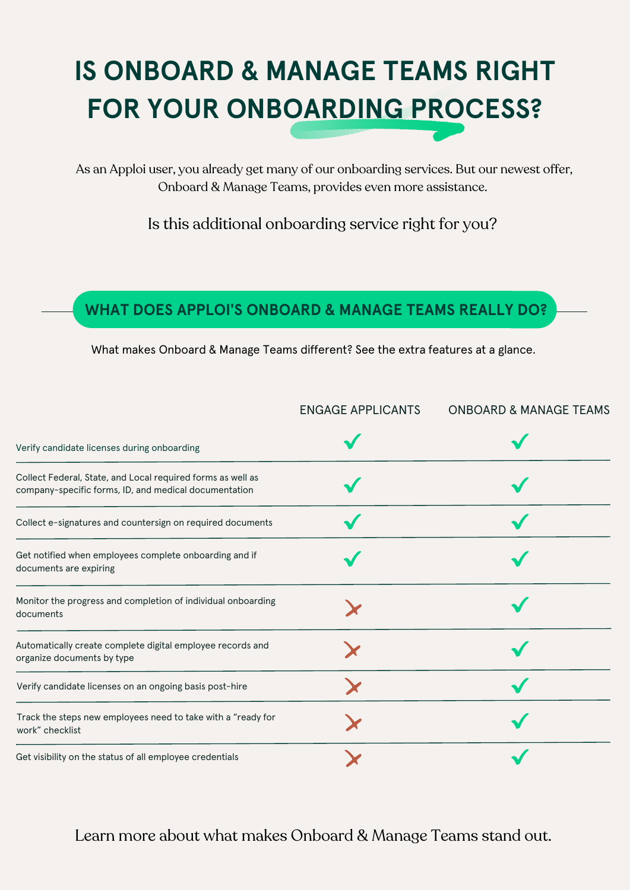# IS ONBOARD & MANAGE TEAMS RIGHT FOR YOUR ONBOARDING PROCESS?

As an Apploi user, you already get many of our onboarding services. But our newest offer, Onboard & Manage Teams, provides even more assistance.

Is this additional onboarding service right for you?

## WHAT DOES APPLOI'S ONBOARD & MANAGE TEAMS REALLY DO?

What makes Onboard & Manage Teams different? See the extra features at a glance.

| | ENGAGE APPLICANTS | ONBOARD & MANAGE TEAMS |
|---|---|---|
| Verify candidate licenses during onboarding | ✓ | ✓ |
| Collect Federal, State, and Local required forms as well as company-specific forms, ID, and medical documentation | ✓ | ✓ |
| Collect e-signatures and countersign on required documents | ✓ | ✓ |
| Get notified when employees complete onboarding and if documents are expiring | ✓ | ✓ |
| Monitor the progress and completion of individual onboarding documents | ✗ | ✓ |
| Automatically create complete digital employee records and organize documents by type | ✗ | ✓ |
| Verify candidate licenses on an ongoing basis post-hire | ✗ | ✓ |
| Track the steps new employees need to take with a “ready for work” checklist | ✗ | ✓ |
| Get visibility on the status of all employee credentials | ✗ | ✓ |

Learn more about what makes Onboard & Manage Teams stand out.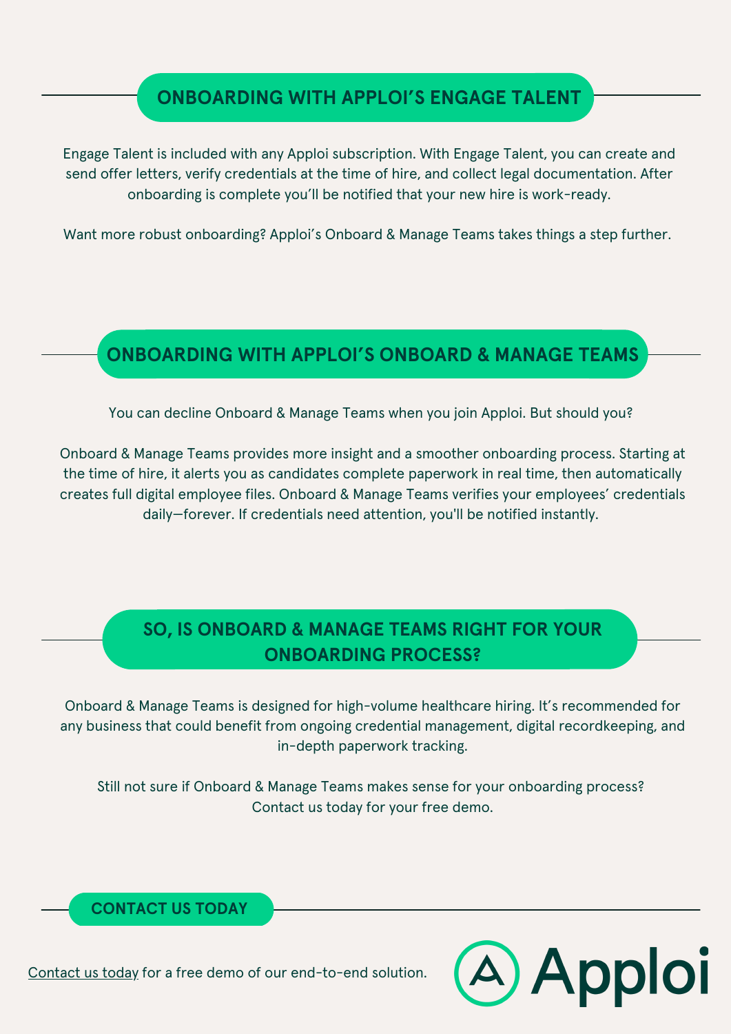## ONBOARDING WITH APPLOI'S ENGAGE TALENT

Engage Talent is included with any Apploi subscription. With Engage Talent, you can create and send offer letters, verify credentials at the time of hire, and collect legal documentation. After onboarding is complete you'll be notified that your new hire is work-ready.

Want more robust onboarding? Apploi's Onboard & Manage Teams takes things a step further.

## ONBOARDING WITH APPLOI'S ONBOARD & MANAGE TEAMS

You can decline Onboard & Manage Teams when you join Apploi. But should you?

Onboard & Manage Teams provides more insight and a smoother onboarding process. Starting at the time of hire, it alerts you as candidates complete paperwork in real time, then automatically creates full digital employee files. Onboard & Manage Teams verifies your employees' credentials daily—forever. If credentials need attention, you'll be notified instantly.

## SO, IS ONBOARD & MANAGE TEAMS RIGHT FOR YOUR ONBOARDING PROCESS?

Onboard & Manage Teams is designed for high-volume healthcare hiring. It's recommended for any business that could benefit from ongoing credential management, digital recordkeeping, and in-depth paperwork tracking.

Still not sure if Onboard & Manage Teams makes sense for your onboarding process? Contact us today for your free demo.

## CONTACT US TODAY

Contact us today for a free demo of our end-to-end solution.

Apploi